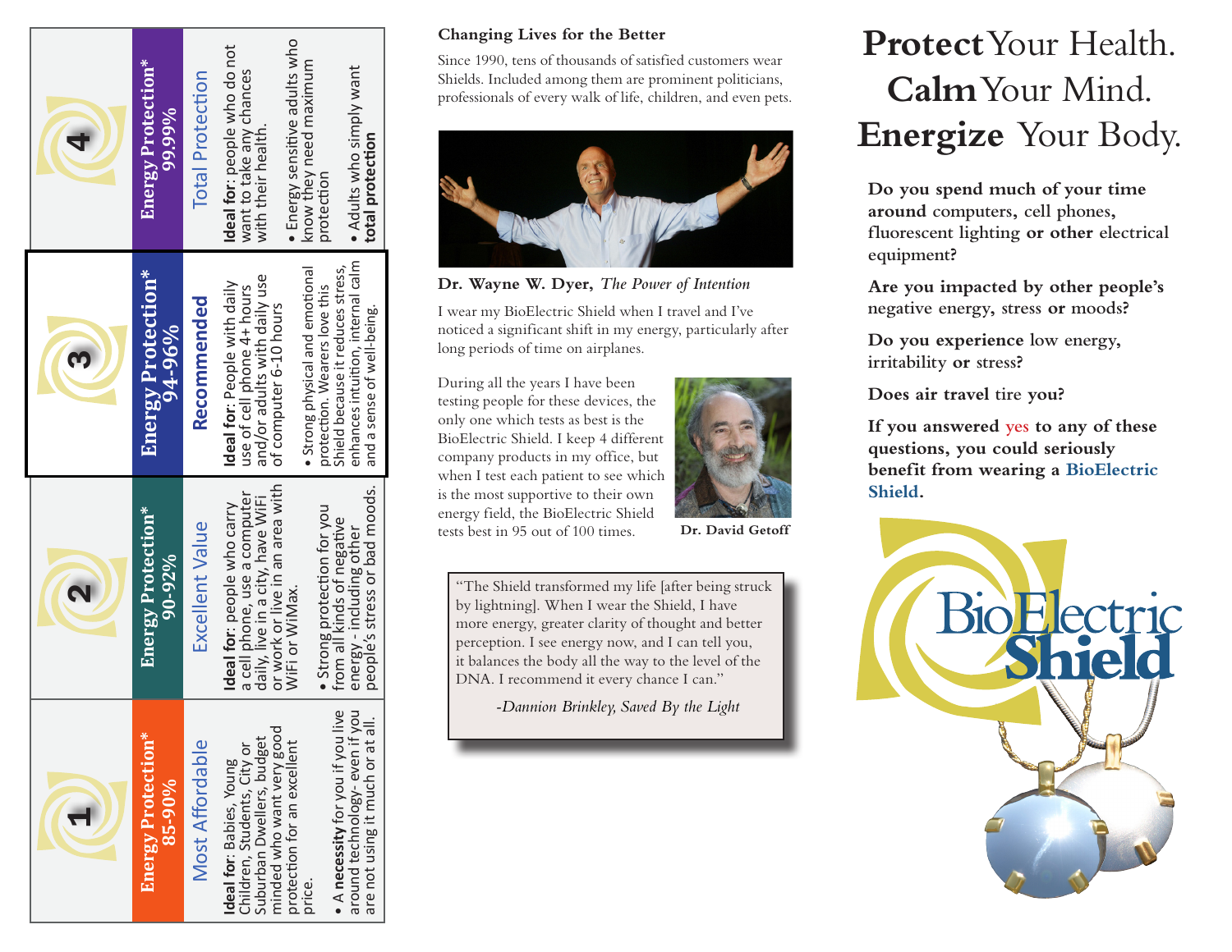## Energy Protection Options

### 1 — Energy Protection* 85-90%

**Most Affordable**

**Ideal for**: Babies, Young Children, Students, City or Suburban Dwellers, budget minded who want very good protection for an excellent price.

- A **necessity** for you if you live around technology- even if you are not using it much or at all.

### 2 — Energy Protection* 90-92%

**Excellent Value**

**Ideal for**: people who carry a cell phone, use a computer daily, live in a city, have WiFi or work or live in an area with WiFi or WiMax.

- Strong protection for you from all kinds of negative energy - including other people's stress or bad moods.

### 3 — Energy Protection* 94-96%

**Recommended**

**Ideal for**: People with daily use of cell phone 4+ hours and/or adults with daily use of computer 6-10 hours

- Strong physical and emotional protection. Wearers love this Shield because it reduces stress, enhances intuition, internal calm and a sense of well-being.

### 4 — Energy Protection* 99.99%

**Total Protection**

**Ideal for**: people who do not want to take any chances with their health.

- Energy sensitive adults who know they need maximum protection
- Adults who simply want **total protection**

## Changing Lives for the Better

Since 1990, tens of thousands of satisfied customers wear Shields. Included among them are prominent politicians, professionals of every walk of life, children, and even pets.

**Dr. Wayne W. Dyer,** *The Power of Intention*

I wear my BioElectric Shield when I travel and I've noticed a significant shift in my energy, particularly after long periods of time on airplanes.

During all the years I have been testing people for these devices, the only one which tests as best is the BioElectric Shield. I keep 4 different company products in my office, but when I test each patient to see which is the most supportive to their own energy field, the BioElectric Shield tests best in 95 out of 100 times.

**Dr. David Getoff**

> "The Shield transformed my life [after being struck by lightning]. When I wear the Shield, I have more energy, greater clarity of thought and better perception. I see energy now, and I can tell you, it balances the body all the way to the level of the DNA. I recommend it every chance I can."
>
> *-Dannion Brinkley, Saved By the Light*

# **Protect** Your Health. **Calm** Your Mind. **Energize** Your Body.

**Do you spend much of your time around** computers**,** cell phones**,** fluorescent lighting **or other** electrical equipment**?**

**Are you impacted by other people's** negative energy**,** stress **or** moods**?**

**Do you experience** low energy**,** irritability **or** stress**?**

**Does air travel** tire **you?**

**If you answered** yes **to any of these questions, you could seriously benefit from wearing a BioElectric Shield.**

BioElectric Shield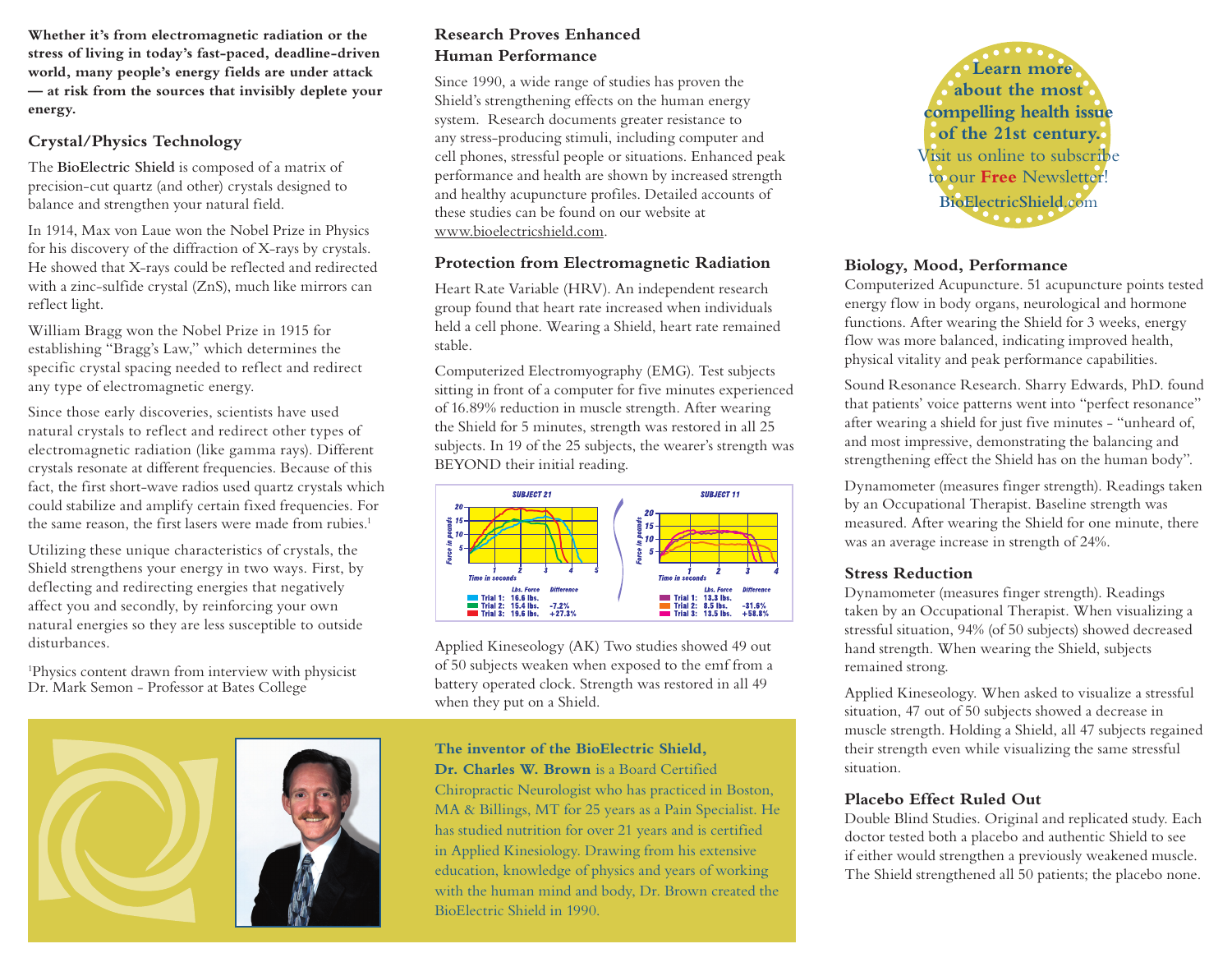**Whether it's from electromagnetic radiation or the stress of living in today's fast-paced, deadline-driven world, many people's energy fields are under attack — at risk from the sources that invisibly deplete your energy.**

### Crystal/Physics Technology

The **BioElectric Shield** is composed of a matrix of precision-cut quartz (and other) crystals designed to balance and strengthen your natural field.

In 1914, Max von Laue won the Nobel Prize in Physics for his discovery of the diffraction of X-rays by crystals. He showed that X-rays could be reflected and redirected with a zinc-sulfide crystal (ZnS), much like mirrors can reflect light.

William Bragg won the Nobel Prize in 1915 for establishing "Bragg's Law," which determines the specific crystal spacing needed to reflect and redirect any type of electromagnetic energy.

Since those early discoveries, scientists have used natural crystals to reflect and redirect other types of electromagnetic radiation (like gamma rays). Different crystals resonate at different frequencies. Because of this fact, the first short-wave radios used quartz crystals which could stabilize and amplify certain fixed frequencies. For the same reason, the first lasers were made from rubies.[1]

Utilizing these unique characteristics of crystals, the Shield strengthens your energy in two ways. First, by deflecting and redirecting energies that negatively affect you and secondly, by reinforcing your own natural energies so they are less susceptible to outside disturbances.

[1]Physics content drawn from interview with physicist Dr. Mark Semon - Professor at Bates College

### Research Proves Enhanced Human Performance

Since 1990, a wide range of studies has proven the Shield's strengthening effects on the human energy system. Research documents greater resistance to any stress-producing stimuli, including computer and cell phones, stressful people or situations. Enhanced peak performance and health are shown by increased strength and healthy acupuncture profiles. Detailed accounts of these studies can be found on our website at www.bioelectricshield.com.

### Protection from Electromagnetic Radiation

Heart Rate Variable (HRV). An independent research group found that heart rate increased when individuals held a cell phone. Wearing a Shield, heart rate remained stable.

Computerized Electromyography (EMG). Test subjects sitting in front of a computer for five minutes experienced of 16.89% reduction in muscle strength. After wearing the Shield for 5 minutes, strength was restored in all 25 subjects. In 19 of the 25 subjects, the wearer's strength was BEYOND their initial reading.

SUBJECT 21

Force in pounds

Time in seconds

Lbs. Force Difference
Trial 1: 16.6 lbs.
Trial 2: 15.4 lbs. -7.2%
Trial 3: 19.6 lbs. +27.3%

SUBJECT 11

Force in pounds

Time in seconds

Lbs. Force Difference
Trial 1: 13.3 lbs.
Trial 2: 8.5 lbs. -31.6%
Trial 3: 13.5 lbs. +58.8%

Applied Kineseology (AK) Two studies showed 49 out of 50 subjects weaken when exposed to the emf from a battery operated clock. Strength was restored in all 49 when they put on a Shield.

**The inventor of the BioElectric Shield, Dr. Charles W. Brown** is a Board Certified Chiropractic Neurologist who has practiced in Boston, MA & Billings, MT for 25 years as a Pain Specialist. He has studied nutrition for over 21 years and is certified in Applied Kinesiology. Drawing from his extensive education, knowledge of physics and years of working with the human mind and body, Dr. Brown created the BioElectric Shield in 1990.

**Learn more about the most compelling health issue of the 21st century.**
Visit us online to subscribe to our **Free** Newsletter!
**BioElectricShield**.com

### Biology, Mood, Performance

Computerized Acupuncture. 51 acupuncture points tested energy flow in body organs, neurological and hormone functions. After wearing the Shield for 3 weeks, energy flow was more balanced, indicating improved health, physical vitality and peak performance capabilities.

Sound Resonance Research. Sharry Edwards, PhD. found that patients' voice patterns went into "perfect resonance" after wearing a shield for just five minutes - "unheard of, and most impressive, demonstrating the balancing and strengthening effect the Shield has on the human body".

Dynamometer (measures finger strength). Readings taken by an Occupational Therapist. Baseline strength was measured. After wearing the Shield for one minute, there was an average increase in strength of 24%.

### Stress Reduction

Dynamometer (measures finger strength). Readings taken by an Occupational Therapist. When visualizing a stressful situation, 94% (of 50 subjects) showed decreased hand strength. When wearing the Shield, subjects remained strong.

Applied Kineseology. When asked to visualize a stressful situation, 47 out of 50 subjects showed a decrease in muscle strength. Holding a Shield, all 47 subjects regained their strength even while visualizing the same stressful situation.

### Placebo Effect Ruled Out

Double Blind Studies. Original and replicated study. Each doctor tested both a placebo and authentic Shield to see if either would strengthen a previously weakened muscle. The Shield strengthened all 50 patients; the placebo none.